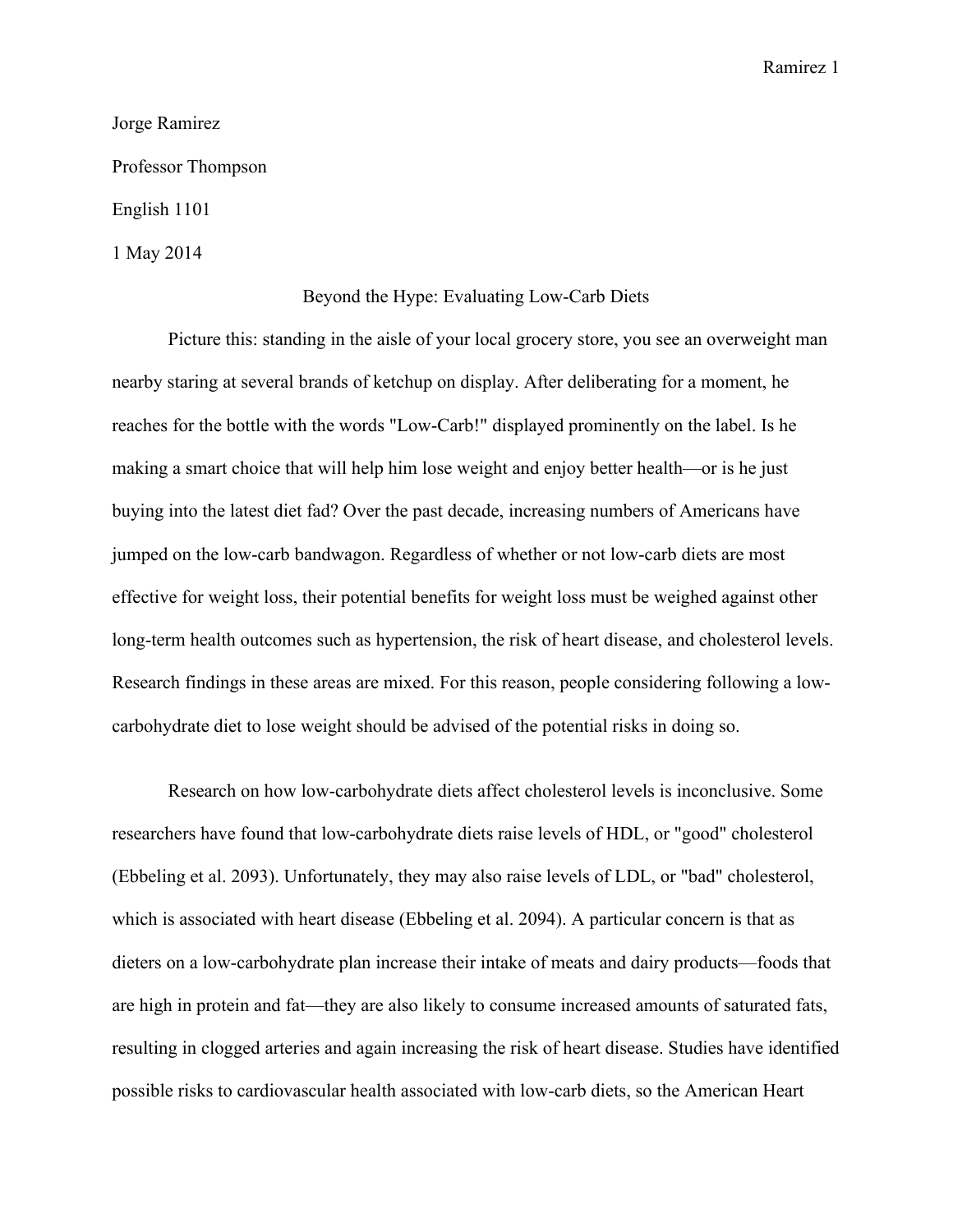Jorge Ramirez

Professor Thompson

English 1101

1 May 2014

# Beyond the Hype: Evaluating Low-Carb Diets

Picture this: standing in the aisle of your local grocery store, you see an overweight man nearby staring at several brands of ketchup on display. After deliberating for a moment, he reaches for the bottle with the words "Low-Carb!" displayed prominently on the label. Is he making a smart choice that will help him lose weight and enjoy better health—or is he just buying into the latest diet fad? Over the past decade, increasing numbers of Americans have jumped on the low-carb bandwagon. Regardless of whether or not low-carb diets are most effective for weight loss, their potential benefits for weight loss must be weighed against other long-term health outcomes such as hypertension, the risk of heart disease, and cholesterol levels. Research findings in these areas are mixed. For this reason, people considering following a low-carbohydrate diet to lose weight should be advised of the potential risks in doing so.

Research on how low-carbohydrate diets affect cholesterol levels is inconclusive. Some researchers have found that low-carbohydrate diets raise levels of HDL, or "good" cholesterol (Ebbeling et al. 2093). Unfortunately, they may also raise levels of LDL, or "bad" cholesterol, which is associated with heart disease (Ebbeling et al. 2094). A particular concern is that as dieters on a low-carbohydrate plan increase their intake of meats and dairy products—foods that are high in protein and fat—they are also likely to consume increased amounts of saturated fats, resulting in clogged arteries and again increasing the risk of heart disease. Studies have identified possible risks to cardiovascular health associated with low-carb diets, so the American Heart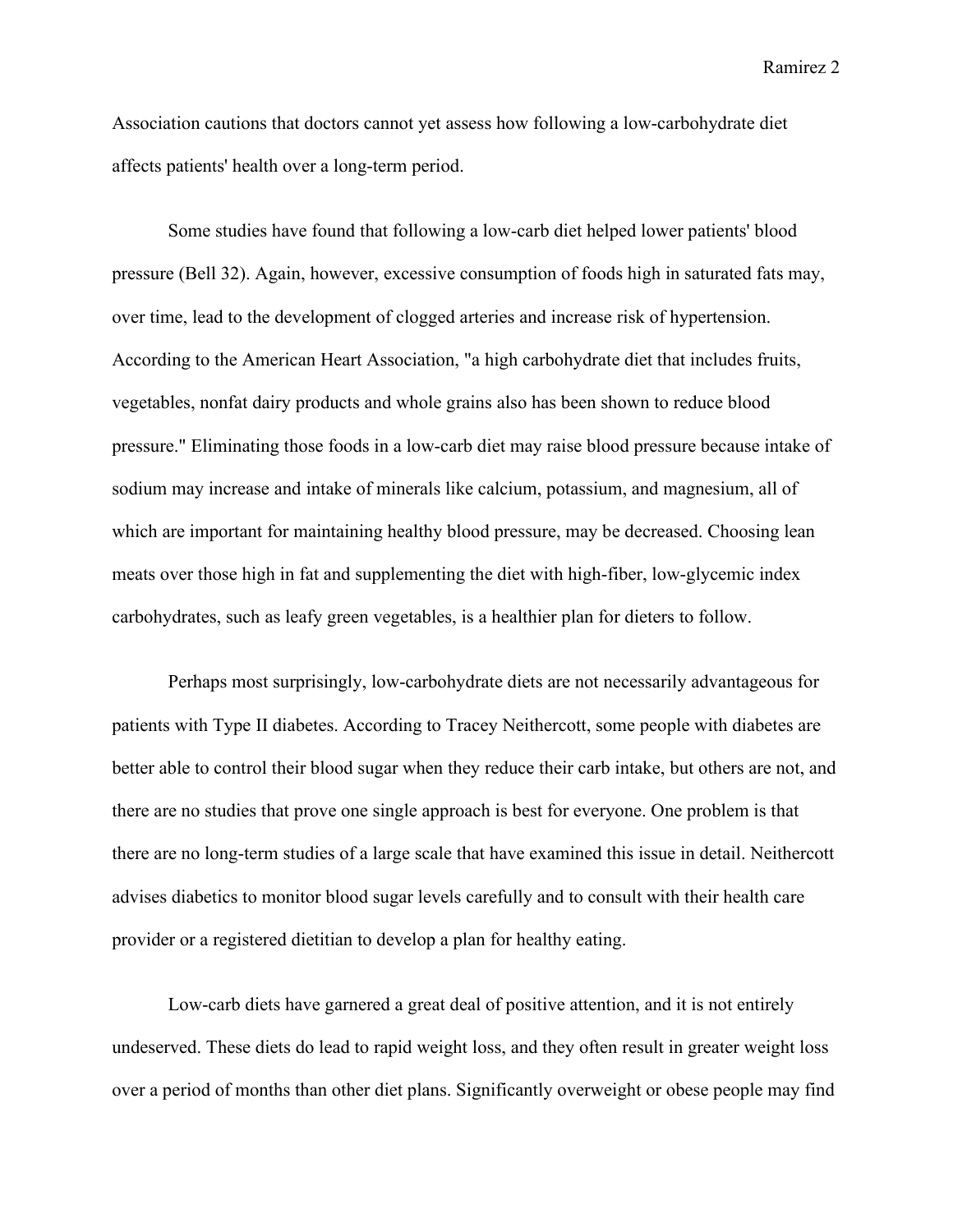Association cautions that doctors cannot yet assess how following a low-carbohydrate diet affects patients' health over a long-term period.

Some studies have found that following a low-carb diet helped lower patients' blood pressure (Bell 32). Again, however, excessive consumption of foods high in saturated fats may, over time, lead to the development of clogged arteries and increase risk of hypertension. According to the American Heart Association, "a high carbohydrate diet that includes fruits, vegetables, nonfat dairy products and whole grains also has been shown to reduce blood pressure." Eliminating those foods in a low-carb diet may raise blood pressure because intake of sodium may increase and intake of minerals like calcium, potassium, and magnesium, all of which are important for maintaining healthy blood pressure, may be decreased. Choosing lean meats over those high in fat and supplementing the diet with high-fiber, low-glycemic index carbohydrates, such as leafy green vegetables, is a healthier plan for dieters to follow.

Perhaps most surprisingly, low-carbohydrate diets are not necessarily advantageous for patients with Type II diabetes. According to Tracey Neithercott, some people with diabetes are better able to control their blood sugar when they reduce their carb intake, but others are not, and there are no studies that prove one single approach is best for everyone. One problem is that there are no long-term studies of a large scale that have examined this issue in detail. Neithercott advises diabetics to monitor blood sugar levels carefully and to consult with their health care provider or a registered dietitian to develop a plan for healthy eating.

Low-carb diets have garnered a great deal of positive attention, and it is not entirely undeserved. These diets do lead to rapid weight loss, and they often result in greater weight loss over a period of months than other diet plans. Significantly overweight or obese people may find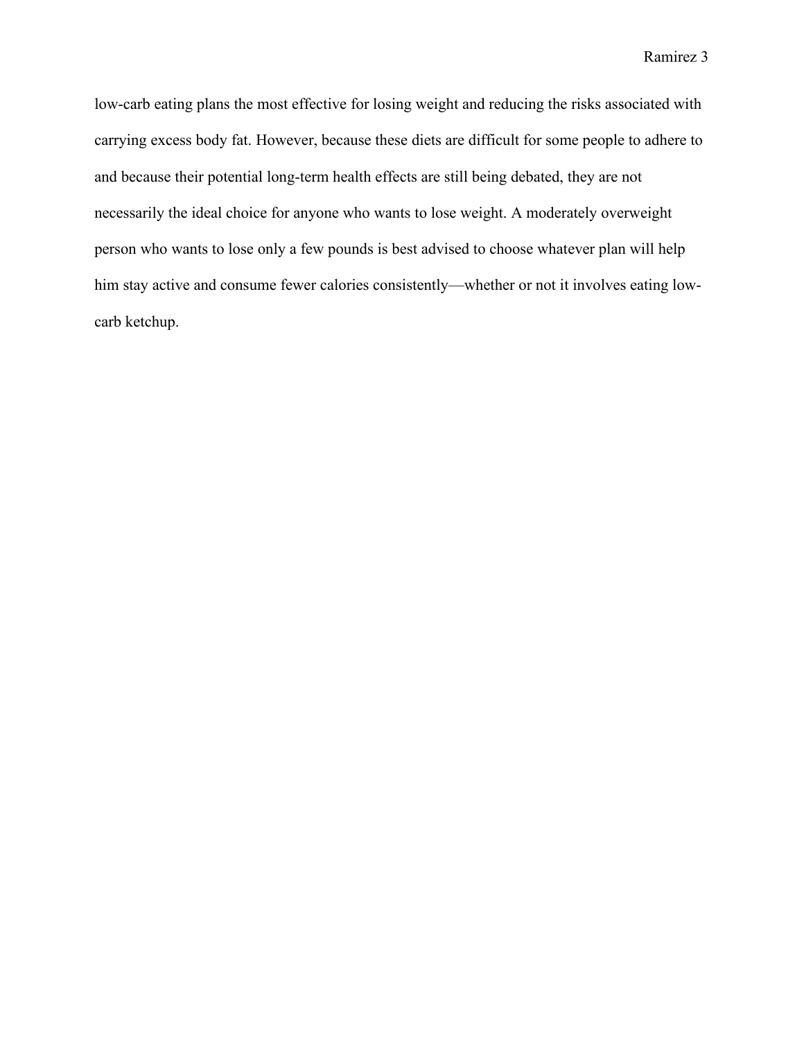low-carb eating plans the most effective for losing weight and reducing the risks associated with carrying excess body fat. However, because these diets are difficult for some people to adhere to and because their potential long-term health effects are still being debated, they are not necessarily the ideal choice for anyone who wants to lose weight. A moderately overweight person who wants to lose only a few pounds is best advised to choose whatever plan will help him stay active and consume fewer calories consistently—whether or not it involves eating low-carb ketchup.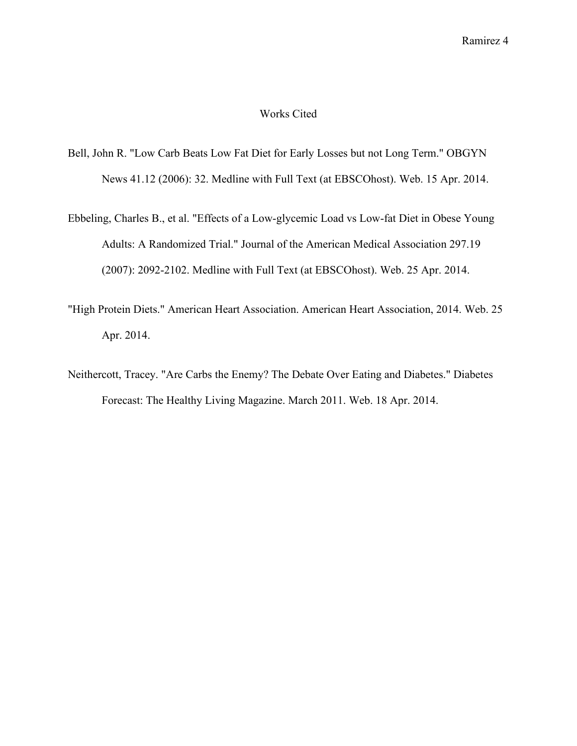# Works Cited

Bell, John R. "Low Carb Beats Low Fat Diet for Early Losses but not Long Term." OBGYN News 41.12 (2006): 32. Medline with Full Text (at EBSCOhost). Web. 15 Apr. 2014.

Ebbeling, Charles B., et al. "Effects of a Low-glycemic Load vs Low-fat Diet in Obese Young Adults: A Randomized Trial." Journal of the American Medical Association 297.19 (2007): 2092-2102. Medline with Full Text (at EBSCOhost). Web. 25 Apr. 2014.

"High Protein Diets." American Heart Association. American Heart Association, 2014. Web. 25 Apr. 2014.

Neithercott, Tracey. "Are Carbs the Enemy? The Debate Over Eating and Diabetes." Diabetes Forecast: The Healthy Living Magazine. March 2011. Web. 18 Apr. 2014.